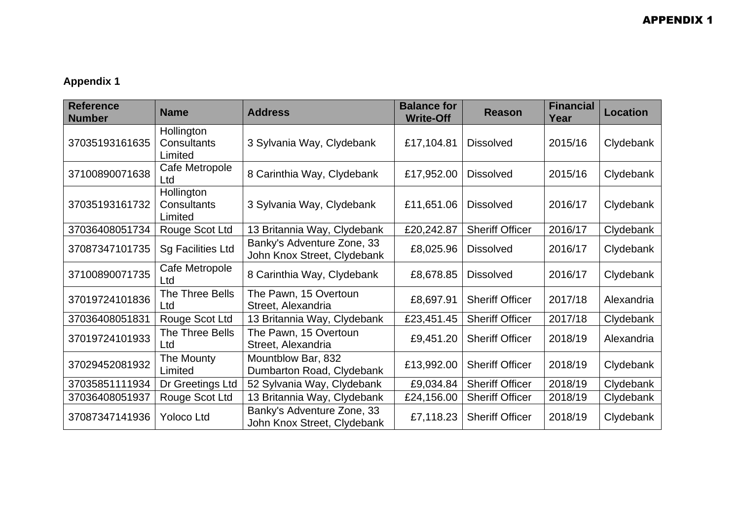**APPENDIX 1**

**Appendix 1**

| Reference Number | Name | Address | Balance for Write-Off | Reason | Financial Year | Location |
|---|---|---|---|---|---|---|
| 37035193161635 | Hollington Consultants Limited | 3 Sylvania Way, Clydebank | £17,104.81 | Dissolved | 2015/16 | Clydebank |
| 37100890071638 | Cafe Metropole Ltd | 8 Carinthia Way, Clydebank | £17,952.00 | Dissolved | 2015/16 | Clydebank |
| 37035193161732 | Hollington Consultants Limited | 3 Sylvania Way, Clydebank | £11,651.06 | Dissolved | 2016/17 | Clydebank |
| 37036408051734 | Rouge Scot Ltd | 13 Britannia Way, Clydebank | £20,242.87 | Sheriff Officer | 2016/17 | Clydebank |
| 37087347101735 | Sg Facilities Ltd | Banky's Adventure Zone, 33 John Knox Street, Clydebank | £8,025.96 | Dissolved | 2016/17 | Clydebank |
| 37100890071735 | Cafe Metropole Ltd | 8 Carinthia Way, Clydebank | £8,678.85 | Dissolved | 2016/17 | Clydebank |
| 37019724101836 | The Three Bells Ltd | The Pawn, 15 Overtoun Street, Alexandria | £8,697.91 | Sheriff Officer | 2017/18 | Alexandria |
| 37036408051831 | Rouge Scot Ltd | 13 Britannia Way, Clydebank | £23,451.45 | Sheriff Officer | 2017/18 | Clydebank |
| 37019724101933 | The Three Bells Ltd | The Pawn, 15 Overtoun Street, Alexandria | £9,451.20 | Sheriff Officer | 2018/19 | Alexandria |
| 37029452081932 | The Mounty Limited | Mountblow Bar, 832 Dumbarton Road, Clydebank | £13,992.00 | Sheriff Officer | 2018/19 | Clydebank |
| 37035851111934 | Dr Greetings Ltd | 52 Sylvania Way, Clydebank | £9,034.84 | Sheriff Officer | 2018/19 | Clydebank |
| 37036408051937 | Rouge Scot Ltd | 13 Britannia Way, Clydebank | £24,156.00 | Sheriff Officer | 2018/19 | Clydebank |
| 37087347141936 | Yoloco Ltd | Banky's Adventure Zone, 33 John Knox Street, Clydebank | £7,118.23 | Sheriff Officer | 2018/19 | Clydebank |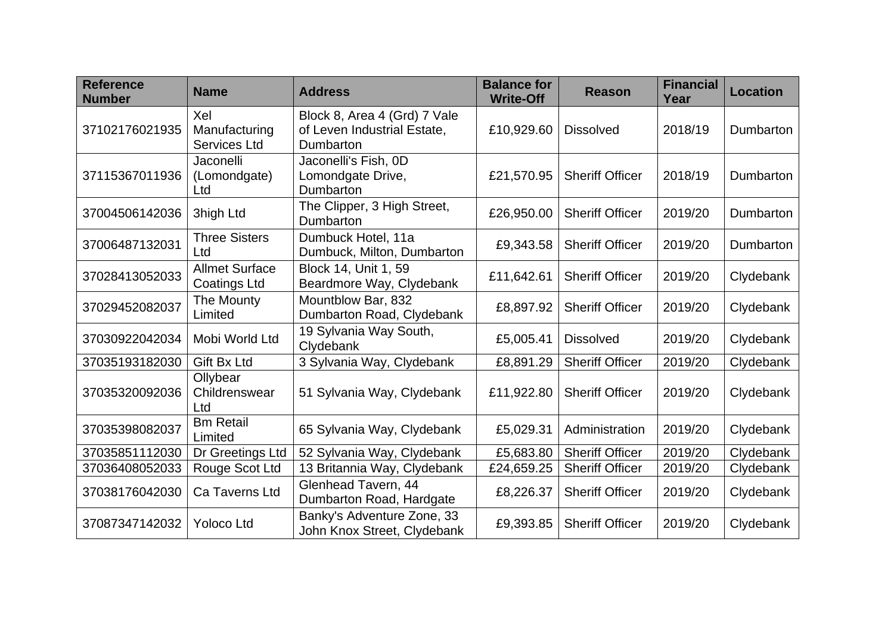| Reference Number | Name | Address | Balance for Write-Off | Reason | Financial Year | Location |
|---|---|---|---|---|---|---|
| 37102176021935 | Xel Manufacturing Services Ltd | Block 8, Area 4 (Grd) 7 Vale of Leven Industrial Estate, Dumbarton | £10,929.60 | Dissolved | 2018/19 | Dumbarton |
| 37115367011936 | Jaconelli (Lomondgate) Ltd | Jaconelli's Fish, 0D Lomondgate Drive, Dumbarton | £21,570.95 | Sheriff Officer | 2018/19 | Dumbarton |
| 37004506142036 | 3high Ltd | The Clipper, 3 High Street, Dumbarton | £26,950.00 | Sheriff Officer | 2019/20 | Dumbarton |
| 37006487132031 | Three Sisters Ltd | Dumbuck Hotel, 11a Dumbuck, Milton, Dumbarton | £9,343.58 | Sheriff Officer | 2019/20 | Dumbarton |
| 37028413052033 | Allmet Surface Coatings Ltd | Block 14, Unit 1, 59 Beardmore Way, Clydebank | £11,642.61 | Sheriff Officer | 2019/20 | Clydebank |
| 37029452082037 | The Mounty Limited | Mountblow Bar, 832 Dumbarton Road, Clydebank | £8,897.92 | Sheriff Officer | 2019/20 | Clydebank |
| 37030922042034 | Mobi World Ltd | 19 Sylvania Way South, Clydebank | £5,005.41 | Dissolved | 2019/20 | Clydebank |
| 37035193182030 | Gift Bx Ltd | 3 Sylvania Way, Clydebank | £8,891.29 | Sheriff Officer | 2019/20 | Clydebank |
| 37035320092036 | Ollybear Childrenswear Ltd | 51 Sylvania Way, Clydebank | £11,922.80 | Sheriff Officer | 2019/20 | Clydebank |
| 37035398082037 | Bm Retail Limited | 65 Sylvania Way, Clydebank | £5,029.31 | Administration | 2019/20 | Clydebank |
| 37035851112030 | Dr Greetings Ltd | 52 Sylvania Way, Clydebank | £5,683.80 | Sheriff Officer | 2019/20 | Clydebank |
| 37036408052033 | Rouge Scot Ltd | 13 Britannia Way, Clydebank | £24,659.25 | Sheriff Officer | 2019/20 | Clydebank |
| 37038176042030 | Ca Taverns Ltd | Glenhead Tavern, 44 Dumbarton Road, Hardgate | £8,226.37 | Sheriff Officer | 2019/20 | Clydebank |
| 37087347142032 | Yoloco Ltd | Banky's Adventure Zone, 33 John Knox Street, Clydebank | £9,393.85 | Sheriff Officer | 2019/20 | Clydebank |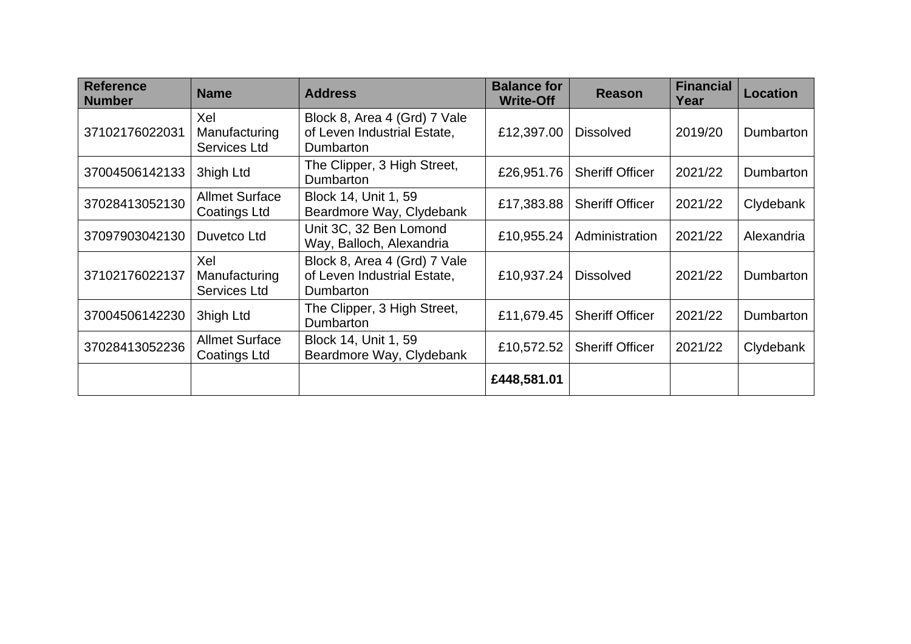| Reference Number | Name | Address | Balance for Write-Off | Reason | Financial Year | Location |
|---|---|---|---|---|---|---|
| 37102176022031 | Xel Manufacturing Services Ltd | Block 8, Area 4 (Grd) 7 Vale of Leven Industrial Estate, Dumbarton | £12,397.00 | Dissolved | 2019/20 | Dumbarton |
| 37004506142133 | 3high Ltd | The Clipper, 3 High Street, Dumbarton | £26,951.76 | Sheriff Officer | 2021/22 | Dumbarton |
| 37028413052130 | Allmet Surface Coatings Ltd | Block 14, Unit 1, 59 Beardmore Way, Clydebank | £17,383.88 | Sheriff Officer | 2021/22 | Clydebank |
| 37097903042130 | Duvetco Ltd | Unit 3C, 32 Ben Lomond Way, Balloch, Alexandria | £10,955.24 | Administration | 2021/22 | Alexandria |
| 37102176022137 | Xel Manufacturing Services Ltd | Block 8, Area 4 (Grd) 7 Vale of Leven Industrial Estate, Dumbarton | £10,937.24 | Dissolved | 2021/22 | Dumbarton |
| 37004506142230 | 3high Ltd | The Clipper, 3 High Street, Dumbarton | £11,679.45 | Sheriff Officer | 2021/22 | Dumbarton |
| 37028413052236 | Allmet Surface Coatings Ltd | Block 14, Unit 1, 59 Beardmore Way, Clydebank | £10,572.52 | Sheriff Officer | 2021/22 | Clydebank |
| | | | **£448,581.01** | | | |